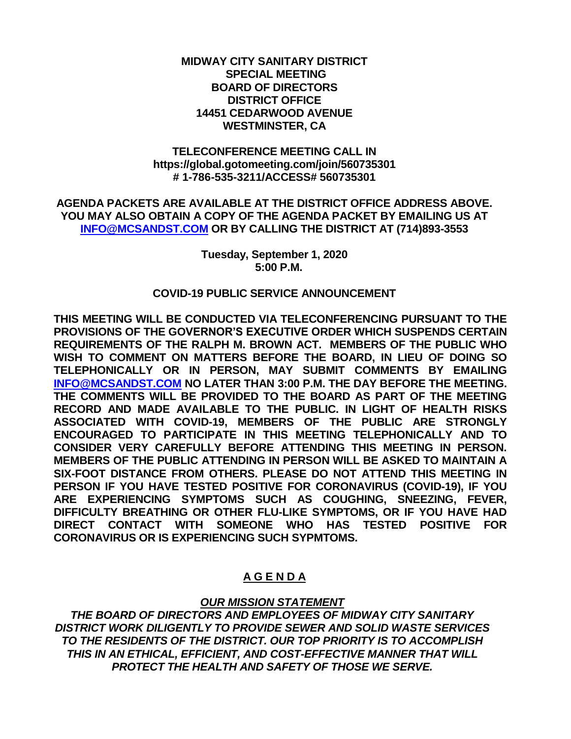**MIDWAY CITY SANITARY DISTRICT**
**SPECIAL MEETING**
**BOARD OF DIRECTORS**
**DISTRICT OFFICE**
**14451 CEDARWOOD AVENUE**
**WESTMINSTER, CA**

**TELECONFERENCE MEETING CALL IN**
**https://global.gotomeeting.com/join/560735301**
**# 1-786-535-3211/ACCESS# 560735301**

**AGENDA PACKETS ARE AVAILABLE AT THE DISTRICT OFFICE ADDRESS ABOVE. YOU MAY ALSO OBTAIN A COPY OF THE AGENDA PACKET BY EMAILING US AT [INFO@MCSANDST.COM](mailto:INFO@MCSANDST.COM) OR BY CALLING THE DISTRICT AT (714)893-3553**

**Tuesday, September 1, 2020**
**5:00 P.M.**

**COVID-19 PUBLIC SERVICE ANNOUNCEMENT**

**THIS MEETING WILL BE CONDUCTED VIA TELECONFERENCING PURSUANT TO THE PROVISIONS OF THE GOVERNOR'S EXECUTIVE ORDER WHICH SUSPENDS CERTAIN REQUIREMENTS OF THE RALPH M. BROWN ACT. MEMBERS OF THE PUBLIC WHO WISH TO COMMENT ON MATTERS BEFORE THE BOARD, IN LIEU OF DOING SO TELEPHONICALLY OR IN PERSON, MAY SUBMIT COMMENTS BY EMAILING [INFO@MCSANDST.COM](mailto:INFO@MCSANDST.COM) NO LATER THAN 3:00 P.M. THE DAY BEFORE THE MEETING. THE COMMENTS WILL BE PROVIDED TO THE BOARD AS PART OF THE MEETING RECORD AND MADE AVAILABLE TO THE PUBLIC. IN LIGHT OF HEALTH RISKS ASSOCIATED WITH COVID-19, MEMBERS OF THE PUBLIC ARE STRONGLY ENCOURAGED TO PARTICIPATE IN THIS MEETING TELEPHONICALLY AND TO CONSIDER VERY CAREFULLY BEFORE ATTENDING THIS MEETING IN PERSON. MEMBERS OF THE PUBLIC ATTENDING IN PERSON WILL BE ASKED TO MAINTAIN A SIX-FOOT DISTANCE FROM OTHERS. PLEASE DO NOT ATTEND THIS MEETING IN PERSON IF YOU HAVE TESTED POSITIVE FOR CORONAVIRUS (COVID-19), IF YOU ARE EXPERIENCING SYMPTOMS SUCH AS COUGHING, SNEEZING, FEVER, DIFFICULTY BREATHING OR OTHER FLU-LIKE SYMPTOMS, OR IF YOU HAVE HAD DIRECT CONTACT WITH SOMEONE WHO HAS TESTED POSITIVE FOR CORONAVIRUS OR IS EXPERIENCING SUCH SYPMTOMS.**

## A G E N D A

***OUR MISSION STATEMENT***

***THE BOARD OF DIRECTORS AND EMPLOYEES OF MIDWAY CITY SANITARY DISTRICT WORK DILIGENTLY TO PROVIDE SEWER AND SOLID WASTE SERVICES TO THE RESIDENTS OF THE DISTRICT. OUR TOP PRIORITY IS TO ACCOMPLISH THIS IN AN ETHICAL, EFFICIENT, AND COST-EFFECTIVE MANNER THAT WILL PROTECT THE HEALTH AND SAFETY OF THOSE WE SERVE.***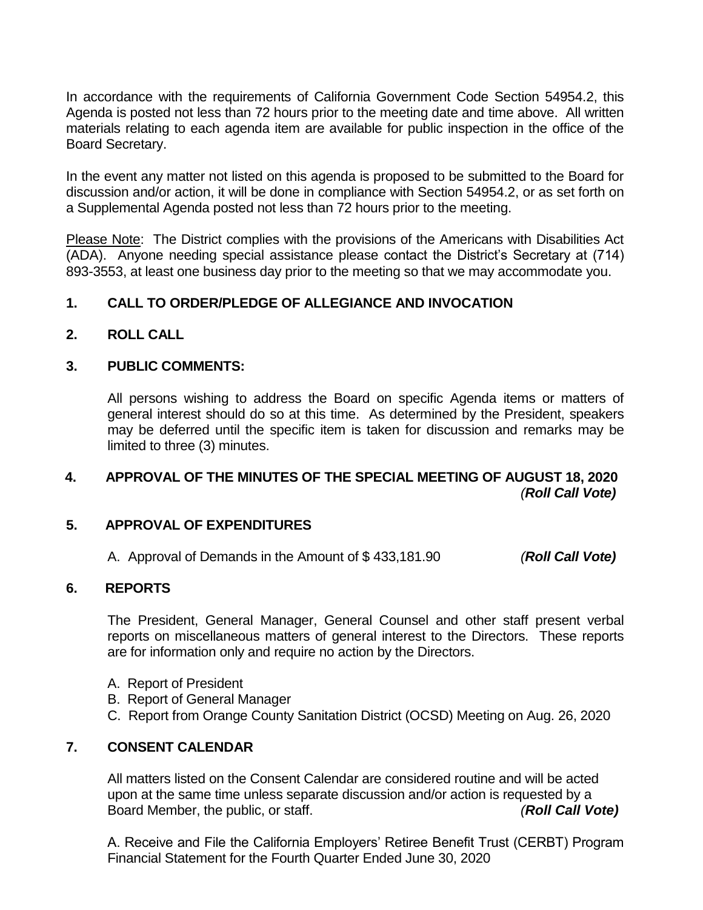In accordance with the requirements of California Government Code Section 54954.2, this Agenda is posted not less than 72 hours prior to the meeting date and time above. All written materials relating to each agenda item are available for public inspection in the office of the Board Secretary.

In the event any matter not listed on this agenda is proposed to be submitted to the Board for discussion and/or action, it will be done in compliance with Section 54954.2, or as set forth on a Supplemental Agenda posted not less than 72 hours prior to the meeting.

Please Note: The District complies with the provisions of the Americans with Disabilities Act (ADA). Anyone needing special assistance please contact the District's Secretary at (714) 893-3553, at least one business day prior to the meeting so that we may accommodate you.

**1. CALL TO ORDER/PLEDGE OF ALLEGIANCE AND INVOCATION**

**2. ROLL CALL**

**3. PUBLIC COMMENTS:**

All persons wishing to address the Board on specific Agenda items or matters of general interest should do so at this time. As determined by the President, speakers may be deferred until the specific item is taken for discussion and remarks may be limited to three (3) minutes.

**4. APPROVAL OF THE MINUTES OF THE SPECIAL MEETING OF AUGUST 18, 2020** *(**Roll Call Vote)***

**5. APPROVAL OF EXPENDITURES**

A. Approval of Demands in the Amount of $ 433,181.90 *(**Roll Call Vote)***

**6. REPORTS**

The President, General Manager, General Counsel and other staff present verbal reports on miscellaneous matters of general interest to the Directors. These reports are for information only and require no action by the Directors.

A. Report of President
B. Report of General Manager
C. Report from Orange County Sanitation District (OCSD) Meeting on Aug. 26, 2020

**7. CONSENT CALENDAR**

All matters listed on the Consent Calendar are considered routine and will be acted upon at the same time unless separate discussion and/or action is requested by a Board Member, the public, or staff. *(**Roll Call Vote)***

A. Receive and File the California Employers' Retiree Benefit Trust (CERBT) Program Financial Statement for the Fourth Quarter Ended June 30, 2020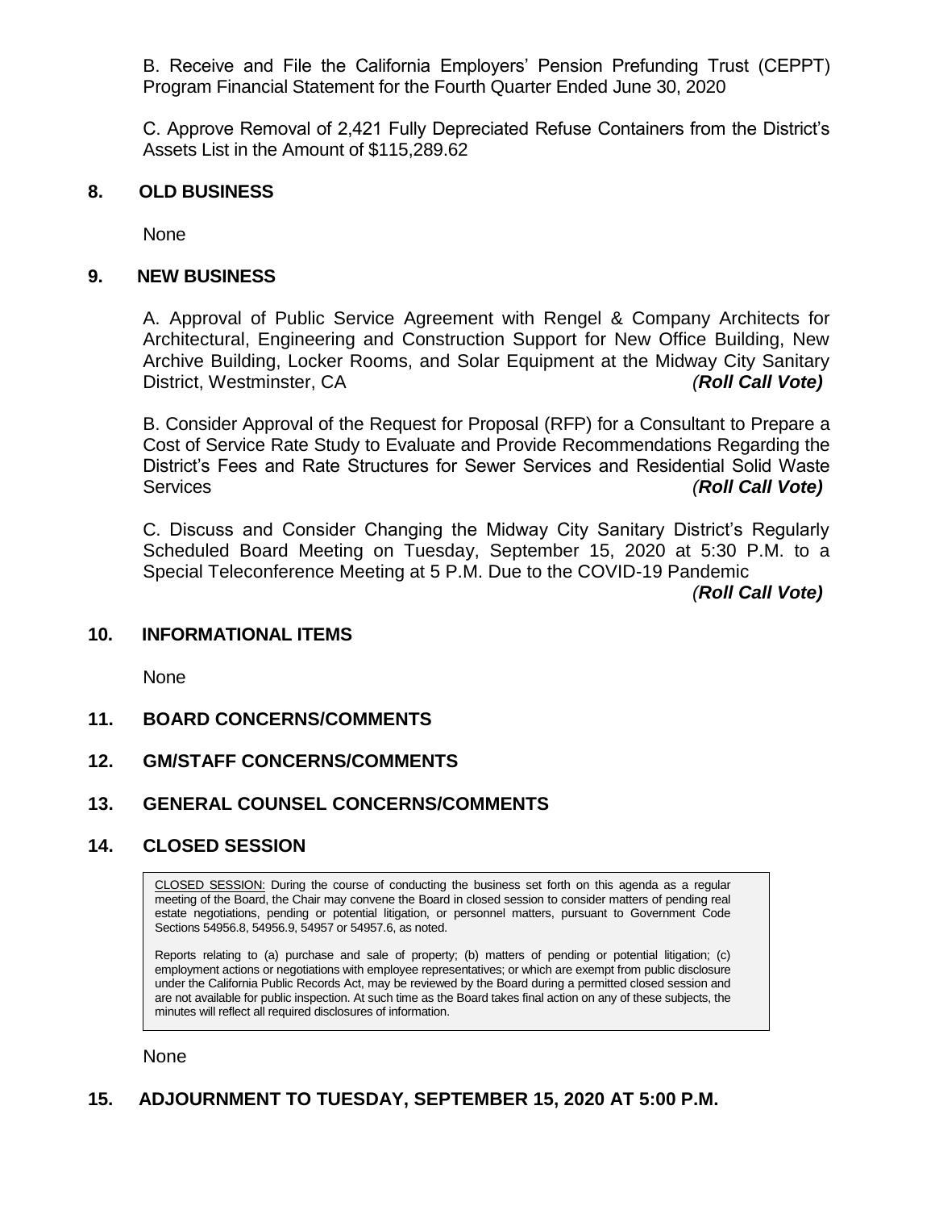B. Receive and File the California Employers' Pension Prefunding Trust (CEPPT) Program Financial Statement for the Fourth Quarter Ended June 30, 2020

C. Approve Removal of 2,421 Fully Depreciated Refuse Containers from the District's Assets List in the Amount of $115,289.62

## 8. OLD BUSINESS

None

## 9. NEW BUSINESS

A. Approval of Public Service Agreement with Rengel & Company Architects for Architectural, Engineering and Construction Support for New Office Building, New Archive Building, Locker Rooms, and Solar Equipment at the Midway City Sanitary District, Westminster, CA *(**Roll Call Vote)***

B. Consider Approval of the Request for Proposal (RFP) for a Consultant to Prepare a Cost of Service Rate Study to Evaluate and Provide Recommendations Regarding the District's Fees and Rate Structures for Sewer Services and Residential Solid Waste Services *(**Roll Call Vote)***

C. Discuss and Consider Changing the Midway City Sanitary District's Regularly Scheduled Board Meeting on Tuesday, September 15, 2020 at 5:30 P.M. to a Special Teleconference Meeting at 5 P.M. Due to the COVID-19 Pandemic *(**Roll Call Vote)***

## 10. INFORMATIONAL ITEMS

None

## 11. BOARD CONCERNS/COMMENTS

## 12. GM/STAFF CONCERNS/COMMENTS

## 13. GENERAL COUNSEL CONCERNS/COMMENTS

## 14. CLOSED SESSION

CLOSED SESSION: During the course of conducting the business set forth on this agenda as a regular meeting of the Board, the Chair may convene the Board in closed session to consider matters of pending real estate negotiations, pending or potential litigation, or personnel matters, pursuant to Government Code Sections 54956.8, 54956.9, 54957 or 54957.6, as noted.

Reports relating to (a) purchase and sale of property; (b) matters of pending or potential litigation; (c) employment actions or negotiations with employee representatives; or which are exempt from public disclosure under the California Public Records Act, may be reviewed by the Board during a permitted closed session and are not available for public inspection. At such time as the Board takes final action on any of these subjects, the minutes will reflect all required disclosures of information.

None

## 15. ADJOURNMENT TO TUESDAY, SEPTEMBER 15, 2020 AT 5:00 P.M.